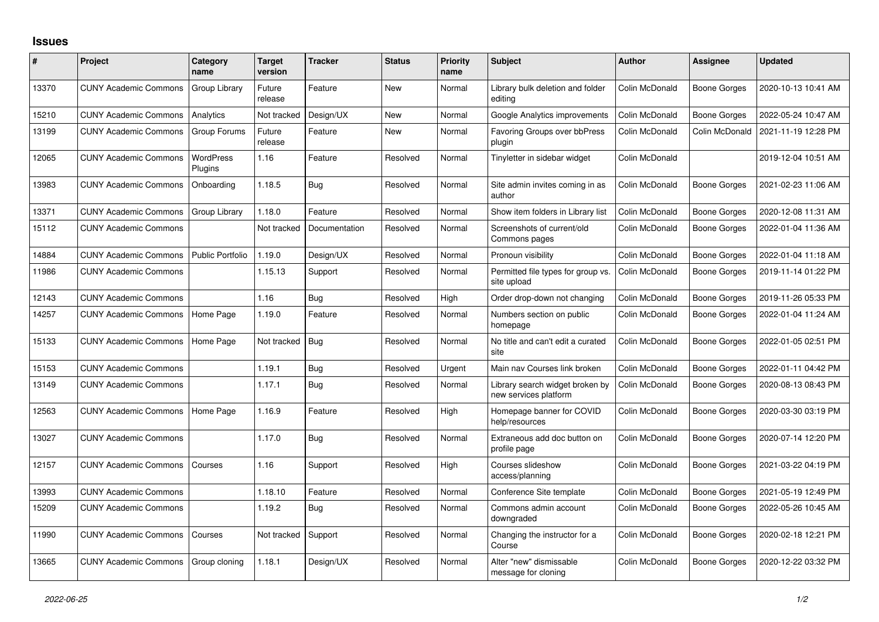# Issues

| # | Project | Category name | Target version | Tracker | Status | Priority name | Subject | Author | Assignee | Updated |
|---|---|---|---|---|---|---|---|---|---|---|
| 13370 | CUNY Academic Commons | Group Library | Future release | Feature | New | Normal | Library bulk deletion and folder editing | Colin McDonald | Boone Gorges | 2020-10-13 10:41 AM |
| 15210 | CUNY Academic Commons | Analytics | Not tracked | Design/UX | New | Normal | Google Analytics improvements | Colin McDonald | Boone Gorges | 2022-05-24 10:47 AM |
| 13199 | CUNY Academic Commons | Group Forums | Future release | Feature | New | Normal | Favoring Groups over bbPress plugin | Colin McDonald | Colin McDonald | 2021-11-19 12:28 PM |
| 12065 | CUNY Academic Commons | WordPress Plugins | 1.16 | Feature | Resolved | Normal | Tinyletter in sidebar widget | Colin McDonald | | 2019-12-04 10:51 AM |
| 13983 | CUNY Academic Commons | Onboarding | 1.18.5 | Bug | Resolved | Normal | Site admin invites coming in as author | Colin McDonald | Boone Gorges | 2021-02-23 11:06 AM |
| 13371 | CUNY Academic Commons | Group Library | 1.18.0 | Feature | Resolved | Normal | Show item folders in Library list | Colin McDonald | Boone Gorges | 2020-12-08 11:31 AM |
| 15112 | CUNY Academic Commons | | Not tracked | Documentation | Resolved | Normal | Screenshots of current/old Commons pages | Colin McDonald | Boone Gorges | 2022-01-04 11:36 AM |
| 14884 | CUNY Academic Commons | Public Portfolio | 1.19.0 | Design/UX | Resolved | Normal | Pronoun visibility | Colin McDonald | Boone Gorges | 2022-01-04 11:18 AM |
| 11986 | CUNY Academic Commons | | 1.15.13 | Support | Resolved | Normal | Permitted file types for group vs. site upload | Colin McDonald | Boone Gorges | 2019-11-14 01:22 PM |
| 12143 | CUNY Academic Commons | | 1.16 | Bug | Resolved | High | Order drop-down not changing | Colin McDonald | Boone Gorges | 2019-11-26 05:33 PM |
| 14257 | CUNY Academic Commons | Home Page | 1.19.0 | Feature | Resolved | Normal | Numbers section on public homepage | Colin McDonald | Boone Gorges | 2022-01-04 11:24 AM |
| 15133 | CUNY Academic Commons | Home Page | Not tracked | Bug | Resolved | Normal | No title and can't edit a curated site | Colin McDonald | Boone Gorges | 2022-01-05 02:51 PM |
| 15153 | CUNY Academic Commons | | 1.19.1 | Bug | Resolved | Urgent | Main nav Courses link broken | Colin McDonald | Boone Gorges | 2022-01-11 04:42 PM |
| 13149 | CUNY Academic Commons | | 1.17.1 | Bug | Resolved | Normal | Library search widget broken by new services platform | Colin McDonald | Boone Gorges | 2020-08-13 08:43 PM |
| 12563 | CUNY Academic Commons | Home Page | 1.16.9 | Feature | Resolved | High | Homepage banner for COVID help/resources | Colin McDonald | Boone Gorges | 2020-03-30 03:19 PM |
| 13027 | CUNY Academic Commons | | 1.17.0 | Bug | Resolved | Normal | Extraneous add doc button on profile page | Colin McDonald | Boone Gorges | 2020-07-14 12:20 PM |
| 12157 | CUNY Academic Commons | Courses | 1.16 | Support | Resolved | High | Courses slideshow access/planning | Colin McDonald | Boone Gorges | 2021-03-22 04:19 PM |
| 13993 | CUNY Academic Commons | | 1.18.10 | Feature | Resolved | Normal | Conference Site template | Colin McDonald | Boone Gorges | 2021-05-19 12:49 PM |
| 15209 | CUNY Academic Commons | | 1.19.2 | Bug | Resolved | Normal | Commons admin account downgraded | Colin McDonald | Boone Gorges | 2022-05-26 10:45 AM |
| 11990 | CUNY Academic Commons | Courses | Not tracked | Support | Resolved | Normal | Changing the instructor for a Course | Colin McDonald | Boone Gorges | 2020-02-18 12:21 PM |
| 13665 | CUNY Academic Commons | Group cloning | 1.18.1 | Design/UX | Resolved | Normal | Alter "new" dismissable message for cloning | Colin McDonald | Boone Gorges | 2020-12-22 03:32 PM |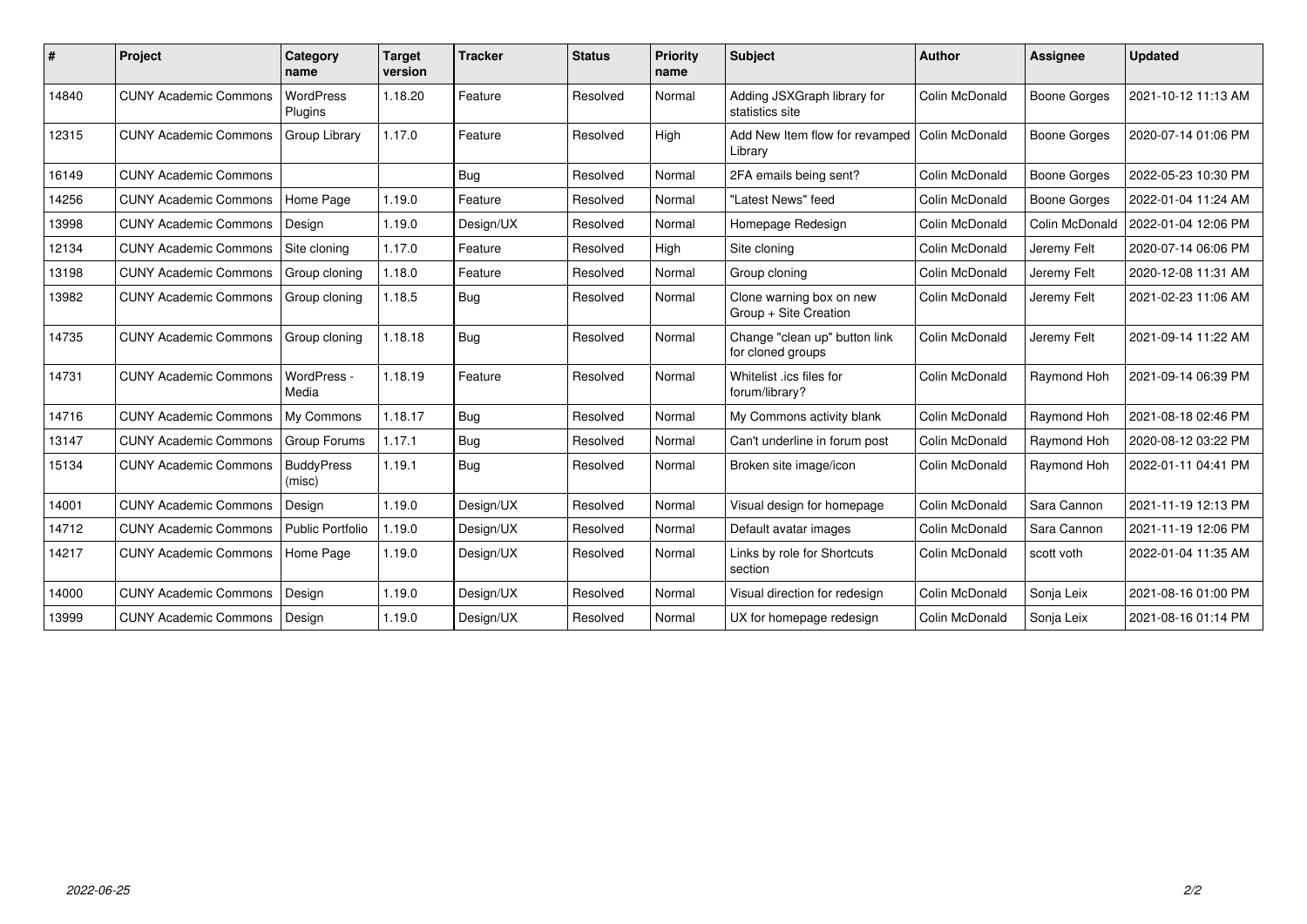| # | Project | Category name | Target version | Tracker | Status | Priority name | Subject | Author | Assignee | Updated |
|---|---|---|---|---|---|---|---|---|---|---|
| 14840 | CUNY Academic Commons | WordPress Plugins | 1.18.20 | Feature | Resolved | Normal | Adding JSXGraph library for statistics site | Colin McDonald | Boone Gorges | 2021-10-12 11:13 AM |
| 12315 | CUNY Academic Commons | Group Library | 1.17.0 | Feature | Resolved | High | Add New Item flow for revamped Library | Colin McDonald | Boone Gorges | 2020-07-14 01:06 PM |
| 16149 | CUNY Academic Commons | | | Bug | Resolved | Normal | 2FA emails being sent? | Colin McDonald | Boone Gorges | 2022-05-23 10:30 PM |
| 14256 | CUNY Academic Commons | Home Page | 1.19.0 | Feature | Resolved | Normal | "Latest News" feed | Colin McDonald | Boone Gorges | 2022-01-04 11:24 AM |
| 13998 | CUNY Academic Commons | Design | 1.19.0 | Design/UX | Resolved | Normal | Homepage Redesign | Colin McDonald | Colin McDonald | 2022-01-04 12:06 PM |
| 12134 | CUNY Academic Commons | Site cloning | 1.17.0 | Feature | Resolved | High | Site cloning | Colin McDonald | Jeremy Felt | 2020-07-14 06:06 PM |
| 13198 | CUNY Academic Commons | Group cloning | 1.18.0 | Feature | Resolved | Normal | Group cloning | Colin McDonald | Jeremy Felt | 2020-12-08 11:31 AM |
| 13982 | CUNY Academic Commons | Group cloning | 1.18.5 | Bug | Resolved | Normal | Clone warning box on new Group + Site Creation | Colin McDonald | Jeremy Felt | 2021-02-23 11:06 AM |
| 14735 | CUNY Academic Commons | Group cloning | 1.18.18 | Bug | Resolved | Normal | Change "clean up" button link for cloned groups | Colin McDonald | Jeremy Felt | 2021-09-14 11:22 AM |
| 14731 | CUNY Academic Commons | WordPress - Media | 1.18.19 | Feature | Resolved | Normal | Whitelist .ics files for forum/library? | Colin McDonald | Raymond Hoh | 2021-09-14 06:39 PM |
| 14716 | CUNY Academic Commons | My Commons | 1.18.17 | Bug | Resolved | Normal | My Commons activity blank | Colin McDonald | Raymond Hoh | 2021-08-18 02:46 PM |
| 13147 | CUNY Academic Commons | Group Forums | 1.17.1 | Bug | Resolved | Normal | Can't underline in forum post | Colin McDonald | Raymond Hoh | 2020-08-12 03:22 PM |
| 15134 | CUNY Academic Commons | BuddyPress (misc) | 1.19.1 | Bug | Resolved | Normal | Broken site image/icon | Colin McDonald | Raymond Hoh | 2022-01-11 04:41 PM |
| 14001 | CUNY Academic Commons | Design | 1.19.0 | Design/UX | Resolved | Normal | Visual design for homepage | Colin McDonald | Sara Cannon | 2021-11-19 12:13 PM |
| 14712 | CUNY Academic Commons | Public Portfolio | 1.19.0 | Design/UX | Resolved | Normal | Default avatar images | Colin McDonald | Sara Cannon | 2021-11-19 12:06 PM |
| 14217 | CUNY Academic Commons | Home Page | 1.19.0 | Design/UX | Resolved | Normal | Links by role for Shortcuts section | Colin McDonald | scott voth | 2022-01-04 11:35 AM |
| 14000 | CUNY Academic Commons | Design | 1.19.0 | Design/UX | Resolved | Normal | Visual direction for redesign | Colin McDonald | Sonja Leix | 2021-08-16 01:00 PM |
| 13999 | CUNY Academic Commons | Design | 1.19.0 | Design/UX | Resolved | Normal | UX for homepage redesign | Colin McDonald | Sonja Leix | 2021-08-16 01:14 PM |